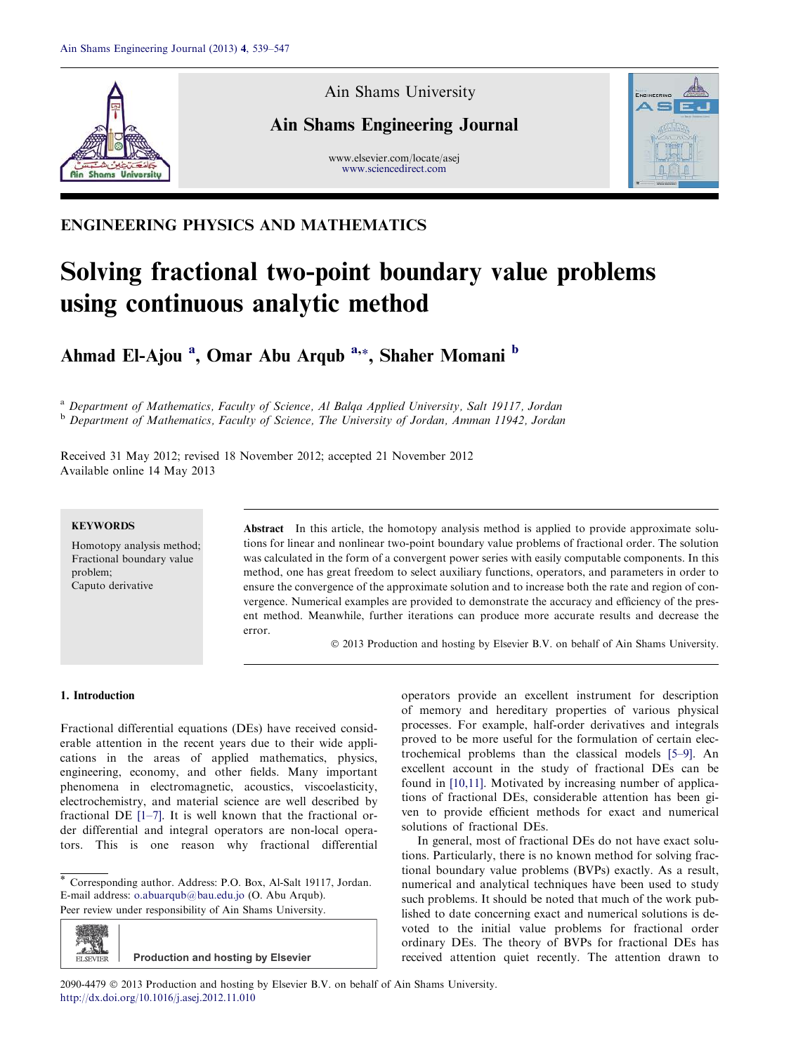ENGINEERING PHYSICS AND MATHEMATICS

# Solving fractional two-point boundary value problems using continuous analytic method

**Ahmad El-Ajou [a], Omar Abu Arqub [a,*], Shaher Momani [b]**

[a] *Department of Mathematics, Faculty of Science, Al Balqa Applied University, Salt 19117, Jordan*
[b] *Department of Mathematics, Faculty of Science, The University of Jordan, Amman 11942, Jordan*

Received 31 May 2012; revised 18 November 2012; accepted 21 November 2012
Available online 14 May 2013

**KEYWORDS**

Homotopy analysis method;
Fractional boundary value problem;
Caputo derivative

**Abstract** In this article, the homotopy analysis method is applied to provide approximate solutions for linear and nonlinear two-point boundary value problems of fractional order. The solution was calculated in the form of a convergent power series with easily computable components. In this method, one has great freedom to select auxiliary functions, operators, and parameters in order to ensure the convergence of the approximate solution and to increase both the rate and region of convergence. Numerical examples are provided to demonstrate the accuracy and efficiency of the present method. Meanwhile, further iterations can produce more accurate results and decrease the error.

© 2013 Production and hosting by Elsevier B.V. on behalf of Ain Shams University.

## 1. Introduction

Fractional differential equations (DEs) have received considerable attention in the recent years due to their wide applications in the areas of applied mathematics, physics, engineering, economy, and other fields. Many important phenomena in electromagnetic, acoustics, viscoelasticity, electrochemistry, and material science are well described by fractional DE [1–7]. It is well known that the fractional order differential and integral operators are non-local operators. This is one reason why fractional differential operators provide an excellent instrument for description of memory and hereditary properties of various physical processes. For example, half-order derivatives and integrals proved to be more useful for the formulation of certain electrochemical problems than the classical models [5–9]. An excellent account in the study of fractional DEs can be found in [10,11]. Motivated by increasing number of applications of fractional DEs, considerable attention has been given to provide efficient methods for exact and numerical solutions of fractional DEs.

In general, most of fractional DEs do not have exact solutions. Particularly, there is no known method for solving fractional boundary value problems (BVPs) exactly. As a result, numerical and analytical techniques have been used to study such problems. It should be noted that much of the work published to date concerning exact and numerical solutions is devoted to the initial value problems for fractional order ordinary DEs. The theory of BVPs for fractional DEs has received attention quiet recently. The attention drawn to

* Corresponding author. Address: P.O. Box, Al-Salt 19117, Jordan.
E-mail address: o.abuarqub@bau.edu.jo (O. Abu Arqub).
Peer review under responsibility of Ain Shams University.

Production and hosting by Elsevier

2090-4479 © 2013 Production and hosting by Elsevier B.V. on behalf of Ain Shams University.
http://dx.doi.org/10.1016/j.asej.2012.11.010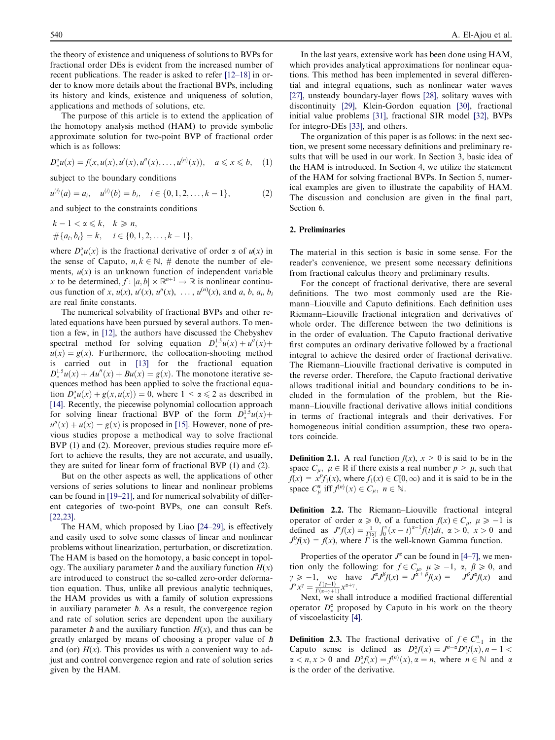the theory of existence and uniqueness of solutions to BVPs for fractional order DEs is evident from the increased number of recent publications. The reader is asked to refer [12–18] in order to know more details about the fractional BVPs, including its history and kinds, existence and uniqueness of solution, applications and methods of solutions, etc.

The purpose of this article is to extend the application of the homotopy analysis method (HAM) to provide symbolic approximate solution for two-point BVP of fractional order which is as follows:

$$D_*^{\alpha}u(x) = f(x, u(x), u'(x), u''(x), \ldots, u^{(n)}(x)), \quad a \leqslant x \leqslant b, \quad (1)$$

subject to the boundary conditions

$$u^{(i)}(a) = a_i, \quad u^{(i)}(b) = b_i, \quad i \in \{0, 1, 2, \ldots, k-1\}, \quad (2)$$

and subject to the constraints conditions

$$k - 1 < \alpha \leqslant k, \quad k \geqslant n,$$
$$\#\{a_i, b_i\} = k, \quad i \in \{0, 1, 2, \ldots, k-1\},$$

where $D_*^{\alpha}u(x)$ is the fractional derivative of order $\alpha$ of $u(x)$ in the sense of Caputo, $n, k \in \mathbb{N}$, # denote the number of elements, $u(x)$ is an unknown function of independent variable $x$ to be determined, $f : [a, b] \times \mathbb{R}^{n+1} \to \mathbb{R}$ is nonlinear continuous function of $x$, $u(x)$, $u'(x)$, $u''(x)$, $\ldots$, $u^{(n)}(x)$, and $a$, $b$, $a_i$, $b_i$ are real finite constants.

The numerical solvability of fractional BVPs and other related equations have been pursued by several authors. To mention a few, in [12], the authors have discussed the Chebyshev spectral method for solving equation $D_*^{1.5}u(x) + u''(x) + u(x) = g(x)$. Furthermore, the collocation-shooting method is carried out in [13] for the fractional equation $D_*^{1.5}u(x) + Au''(x) + Bu(x) = g(x)$. The monotone iterative sequences method has been applied to solve the fractional equation $D_*^{\alpha}u(x) + g(x, u(x)) = 0$, where $1 < \alpha \leqslant 2$ as described in [14]. Recently, the piecewise polynomial collocation approach for solving linear fractional BVP of the form $D_*^{1.5}u(x) + u''(x) + u(x) = g(x)$ is proposed in [15]. However, none of previous studies propose a methodical way to solve fractional BVP (1) and (2). Moreover, previous studies require more effort to achieve the results, they are not accurate, and usually, they are suited for linear form of fractional BVP (1) and (2).

But on the other aspects as well, the applications of other versions of series solutions to linear and nonlinear problems can be found in [19–21], and for numerical solvability of different categories of two-point BVPs, one can consult Refs. [22,23].

The HAM, which proposed by Liao [24–29], is effectively and easily used to solve some classes of linear and nonlinear problems without linearization, perturbation, or discretization. The HAM is based on the homotopy, a basic concept in topology. The auxiliary parameter $\hbar$ and the auxiliary function $H(x)$ are introduced to construct the so-called zero-order deformation equation. Thus, unlike all previous analytic techniques, the HAM provides us with a family of solution expressions in auxiliary parameter $\hbar$. As a result, the convergence region and rate of solution series are dependent upon the auxiliary parameter $\hbar$ and the auxiliary function $H(x)$, and thus can be greatly enlarged by means of choosing a proper value of $\hbar$ and (or) $H(x)$. This provides us with a convenient way to adjust and control convergence region and rate of solution series given by the HAM.

In the last years, extensive work has been done using HAM, which provides analytical approximations for nonlinear equations. This method has been implemented in several differential and integral equations, such as nonlinear water waves [27], unsteady boundary-layer flows [28], solitary waves with discontinuity [29], Klein-Gordon equation [30], fractional initial value problems [31], fractional SIR model [32], BVPs for integro-DEs [33], and others.

The organization of this paper is as follows: in the next section, we present some necessary definitions and preliminary results that will be used in our work. In Section 3, basic idea of the HAM is introduced. In Section 4, we utilize the statement of the HAM for solving fractional BVPs. In Section 5, numerical examples are given to illustrate the capability of HAM. The discussion and conclusion are given in the final part, Section 6.

## 2. Preliminaries

The material in this section is basic in some sense. For the reader's convenience, we present some necessary definitions from fractional calculus theory and preliminary results.

For the concept of fractional derivative, there are several definitions. The two most commonly used are the Riemann–Liouville and Caputo definitions. Each definition uses Riemann–Liouville fractional integration and derivatives of whole order. The difference between the two definitions is in the order of evaluation. The Caputo fractional derivative first computes an ordinary derivative followed by a fractional integral to achieve the desired order of fractional derivative. The Riemann–Liouville fractional derivative is computed in the reverse order. Therefore, the Caputo fractional derivative allows traditional initial and boundary conditions to be included in the formulation of the problem, but the Riemann–Liouville fractional derivative allows initial conditions in terms of fractional integrals and their derivatives. For homogeneous initial condition assumption, these two operators coincide.

**Definition 2.1.** A real function $f(x)$, $x > 0$ is said to be in the space $C_{\mu}$, $\mu \in \mathbb{R}$ if there exists a real number $p > \mu$, such that $f(x) = x^p f_1(x)$, where $f_1(x) \in C[0, \infty)$ and it is said to be in the space $C_{\mu}^{n}$ iff $f^{(n)}(x) \in C_{\mu}$, $n \in \mathbb{N}$.

**Definition 2.2.** The Riemann–Liouville fractional integral operator of order $\alpha \geqslant 0$, of a function $f(x) \in C_{\mu}$, $\mu \geqslant -1$ is defined as $J^{\alpha}f(x) = \frac{1}{\Gamma(\alpha)}\int_0^x (x-t)^{\alpha-1}f(t)dt$, $\alpha > 0$, $x > 0$ and $J^0 f(x) = f(x)$, where $\Gamma$ is the well-known Gamma function.

Properties of the operator $J^{\alpha}$ can be found in [4–7], we mention only the following: for $f \in C_{\mu}$, $\mu \geqslant -1$, $\alpha$, $\beta \geqslant 0$, and $\gamma \geqslant -1$, we have $J^{\alpha}J^{\beta}f(x) = J^{\alpha+\beta}f(x) = J^{\beta}J^{\alpha}f(x)$ and $J^{\alpha}x^{\gamma} = \frac{\Gamma(\gamma+1)}{\Gamma(\alpha+\gamma+1)}x^{\alpha+\gamma}$.

Next, we shall introduce a modified fractional differential operator $D_*^{\alpha}$ proposed by Caputo in his work on the theory of viscoelasticity [4].

**Definition 2.3.** The fractional derivative of $f \in C_{-1}^{n}$ in the Caputo sense is defined as $D_*^{\alpha}f(x) = J^{n-\alpha}D^n f(x)$, $n-1 < \alpha < n$, $x > 0$ and $D_*^{\alpha}f(x) = f^{(n)}(x)$, $\alpha = n$, where $n \in \mathbb{N}$ and $\alpha$ is the order of the derivative.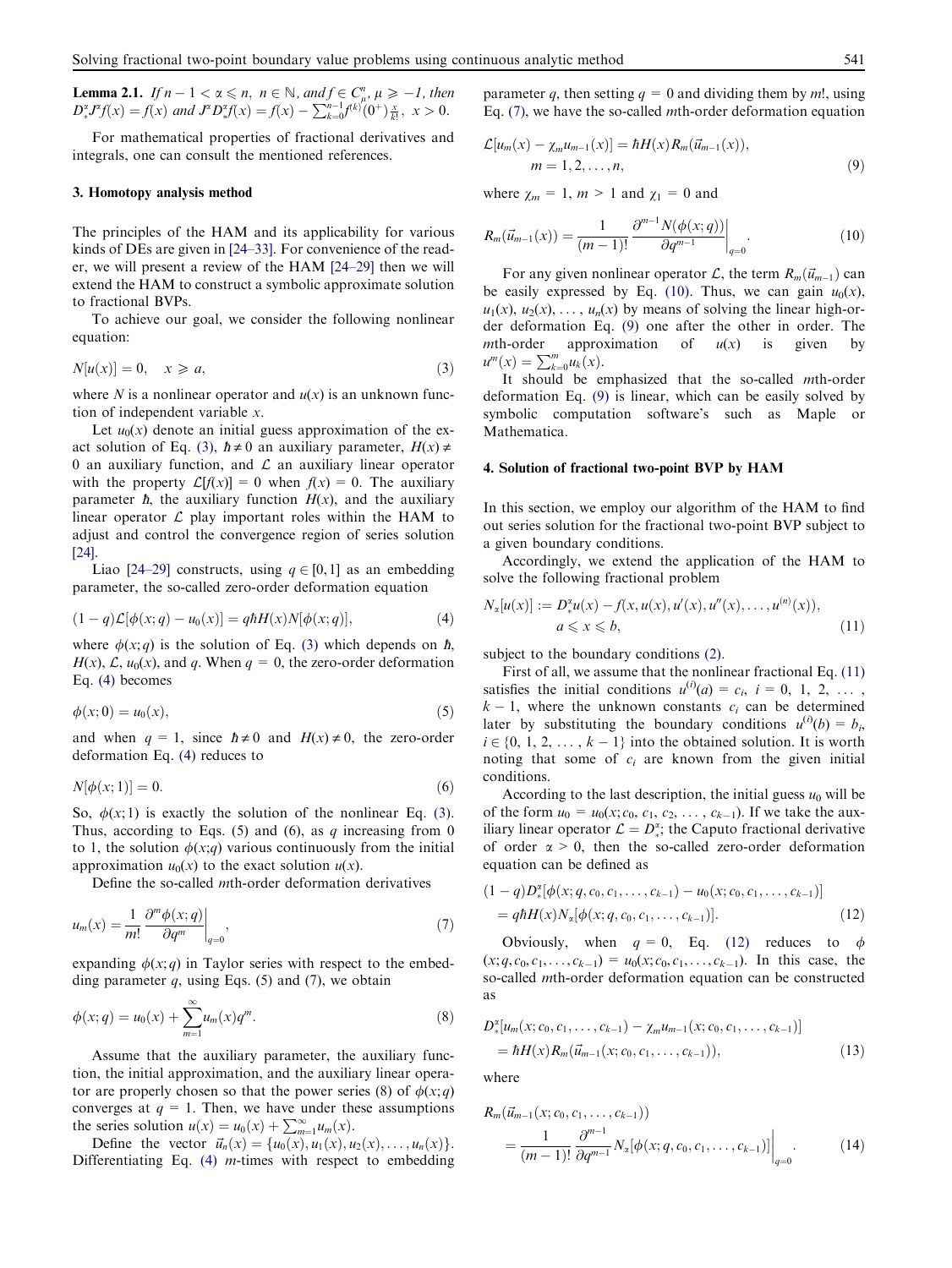**Lemma 2.1.** *If $n-1 < \alpha \leqslant n$, $n \in \mathbb{N}$, and $f \in C_\mu^n$, $\mu \geqslant -1$, then $D_*^\alpha J^\alpha f(x) = f(x)$ and $J^\alpha D_*^\alpha f(x) = f(x) - \sum_{k=0}^{n-1} f^{(k)}(0^+)\frac{x}{k!}$, $x > 0$.*

For mathematical properties of fractional derivatives and integrals, one can consult the mentioned references.

## 3. Homotopy analysis method

The principles of the HAM and its applicability for various kinds of DEs are given in [24–33]. For convenience of the reader, we will present a review of the HAM [24–29] then we will extend the HAM to construct a symbolic approximate solution to fractional BVPs.

To achieve our goal, we consider the following nonlinear equation:

$$N[u(x)] = 0, \quad x \geqslant a, \tag{3}$$

where $N$ is a nonlinear operator and $u(x)$ is an unknown function of independent variable $x$.

Let $u_0(x)$ denote an initial guess approximation of the exact solution of Eq. (3), $\hbar \neq 0$ an auxiliary parameter, $H(x) \neq 0$ an auxiliary function, and $\mathcal{L}$ an auxiliary linear operator with the property $\mathcal{L}[f(x)] = 0$ when $f(x) = 0$. The auxiliary parameter $\hbar$, the auxiliary function $H(x)$, and the auxiliary linear operator $\mathcal{L}$ play important roles within the HAM to adjust and control the convergence region of series solution [24].

Liao [24–29] constructs, using $q \in [0,1]$ as an embedding parameter, the so-called zero-order deformation equation

$$(1-q)\mathcal{L}[\phi(x;q) - u_0(x)] = q\hbar H(x) N[\phi(x;q)], \tag{4}$$

where $\phi(x;q)$ is the solution of Eq. (3) which depends on $\hbar$, $H(x)$, $\mathcal{L}$, $u_0(x)$, and $q$. When $q = 0$, the zero-order deformation Eq. (4) becomes

$$\phi(x;0) = u_0(x), \tag{5}$$

and when $q = 1$, since $\hbar \neq 0$ and $H(x) \neq 0$, the zero-order deformation Eq. (4) reduces to

$$N[\phi(x;1)] = 0. \tag{6}$$

So, $\phi(x;1)$ is exactly the solution of the nonlinear Eq. (3). Thus, according to Eqs. (5) and (6), as $q$ increasing from 0 to 1, the solution $\phi(x;q)$ various continuously from the initial approximation $u_0(x)$ to the exact solution $u(x)$.

Define the so-called $m$th-order deformation derivatives

$$u_m(x) = \frac{1}{m!} \left.\frac{\partial^m \phi(x;q)}{\partial q^m}\right|_{q=0}, \tag{7}$$

expanding $\phi(x;q)$ in Taylor series with respect to the embedding parameter $q$, using Eqs. (5) and (7), we obtain

$$\phi(x;q) = u_0(x) + \sum_{m=1}^{\infty} u_m(x) q^m. \tag{8}$$

Assume that the auxiliary parameter, the auxiliary function, the initial approximation, and the auxiliary linear operator are properly chosen so that the power series (8) of $\phi(x;q)$ converges at $q = 1$. Then, we have under these assumptions the series solution $u(x) = u_0(x) + \sum_{m=1}^{\infty} u_m(x)$.

Define the vector $\vec{u}_n(x) = \{u_0(x), u_1(x), u_2(x), \ldots, u_n(x)\}$. Differentiating Eq. (4) $m$-times with respect to embedding parameter $q$, then setting $q = 0$ and dividing them by $m!$, using Eq. (7), we have the so-called $m$th-order deformation equation

$$\mathcal{L}[u_m(x) - \chi_m u_{m-1}(x)] = \hbar H(x) R_m(\vec{u}_{m-1}(x)), \quad m = 1, 2, \ldots, n, \tag{9}$$

where $\chi_m = 1$, $m > 1$ and $\chi_1 = 0$ and

$$R_m(\vec{u}_{m-1}(x)) = \frac{1}{(m-1)!} \left.\frac{\partial^{m-1} N(\phi(x;q))}{\partial q^{m-1}}\right|_{q=0}. \tag{10}$$

For any given nonlinear operator $\mathcal{L}$, the term $R_m(\vec{u}_{m-1})$ can be easily expressed by Eq. (10). Thus, we can gain $u_0(x)$, $u_1(x)$, $u_2(x)$, $\ldots$, $u_n(x)$ by means of solving the linear high-order deformation Eq. (9) one after the other in order. The $m$th-order approximation of $u(x)$ is given by $u^m(x) = \sum_{k=0}^{m} u_k(x)$.

It should be emphasized that the so-called $m$th-order deformation Eq. (9) is linear, which can be easily solved by symbolic computation software's such as Maple or Mathematica.

## 4. Solution of fractional two-point BVP by HAM

In this section, we employ our algorithm of the HAM to find out series solution for the fractional two-point BVP subject to a given boundary conditions.

Accordingly, we extend the application of the HAM to solve the following fractional problem

$$N_\alpha[u(x)] := D_*^\alpha u(x) - f(x, u(x), u'(x), u''(x), \ldots, u^{(n)}(x)), \quad a \leqslant x \leqslant b, \tag{11}$$

subject to the boundary conditions (2).

First of all, we assume that the nonlinear fractional Eq. (11) satisfies the initial conditions $u^{(i)}(a) = c_i$, $i = 0, 1, 2, \ldots, k-1$, where the unknown constants $c_i$ can be determined later by substituting the boundary conditions $u^{(i)}(b) = b_i$, $i \in \{0, 1, 2, \ldots, k-1\}$ into the obtained solution. It is worth noting that some of $c_i$ are known from the given initial conditions.

According to the last description, the initial guess $u_0$ will be of the form $u_0 = u_0(x; c_0, c_1, c_2, \ldots, c_{k-1})$. If we take the auxiliary linear operator $\mathcal{L} = D_*^\alpha$; the Caputo fractional derivative of order $\alpha > 0$, then the so-called zero-order deformation equation can be defined as

$$(1-q)D_*^\alpha[\phi(x; q, c_0, c_1, \ldots, c_{k-1}) - u_0(x; c_0, c_1, \ldots, c_{k-1})] = q\hbar H(x) N_\alpha[\phi(x; q, c_0, c_1, \ldots, c_{k-1})]. \tag{12}$$

Obviously, when $q = 0$, Eq. (12) reduces to $\phi(x; q, c_0, c_1, \ldots, c_{k-1}) = u_0(x; c_0, c_1, \ldots, c_{k-1})$. In this case, the so-called $m$th-order deformation equation can be constructed as

$$D_*^\alpha[u_m(x; c_0, c_1, \ldots, c_{k-1}) - \chi_m u_{m-1}(x; c_0, c_1, \ldots, c_{k-1})] = \hbar H(x) R_m(\vec{u}_{m-1}(x; c_0, c_1, \ldots, c_{k-1})), \tag{13}$$

where

$$R_m(\vec{u}_{m-1}(x; c_0, c_1, \ldots, c_{k-1})) = \frac{1}{(m-1)!} \frac{\partial^{m-1}}{\partial q^{m-1}} N_\alpha[\phi(x; q, c_0, c_1, \ldots, c_{k-1})]\bigg|_{q=0}. \tag{14}$$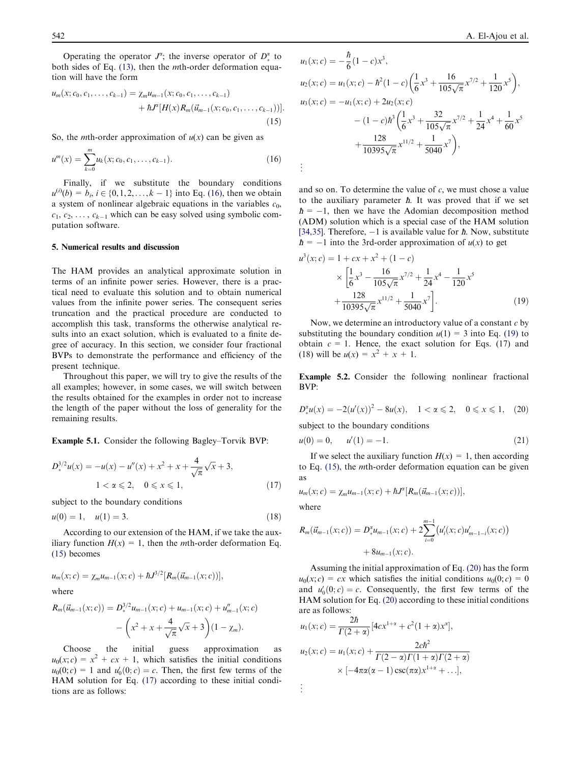Operating the operator $J^\alpha$; the inverse operator of $D_*^\alpha$ to both sides of Eq. (13), then the $m$th-order deformation equation will have the form

$$u_m(x;c_0,c_1,\ldots,c_{k-1}) = \chi_m u_{m-1}(x;c_0,c_1,\ldots,c_{k-1}) + \hbar J^\alpha[H(x)R_m(\vec{u}_{m-1}(x;c_0,c_1,\ldots,c_{k-1}))]. \tag{15}$$

So, the $m$th-order approximation of $u(x)$ can be given as

$$u^m(x) = \sum_{k=0}^{m} u_k(x;c_0,c_1,\ldots,c_{k-1}). \tag{16}$$

Finally, if we substitute the boundary conditions $u^{(i)}(b) = b_i$, $i \in \{0,1,2,\ldots,k-1\}$ into Eq. (16), then we obtain a system of nonlinear algebraic equations in the variables $c_0$, $c_1$, $c_2$, ..., $c_{k-1}$ which can be easy solved using symbolic computation software.

## 5. Numerical results and discussion

The HAM provides an analytical approximate solution in terms of an infinite power series. However, there is a practical need to evaluate this solution and to obtain numerical values from the infinite power series. The consequent series truncation and the practical procedure are conducted to accomplish this task, transforms the otherwise analytical results into an exact solution, which is evaluated to a finite degree of accuracy. In this section, we consider four fractional BVPs to demonstrate the performance and efficiency of the present technique.

Throughout this paper, we will try to give the results of the all examples; however, in some cases, we will switch between the results obtained for the examples in order not to increase the length of the paper without the loss of generality for the remaining results.

**Example 5.1.** Consider the following Bagley–Torvik BVP:

$$D_*^{3/2}u(x) = -u(x) - u''(x) + x^2 + x + \frac{4}{\sqrt{\pi}}\sqrt{x} + 3, \quad 1 < \alpha \leqslant 2, \quad 0 \leqslant x \leqslant 1, \tag{17}$$

subject to the boundary conditions

$$u(0) = 1, \quad u(1) = 3. \tag{18}$$

According to our extension of the HAM, if we take the auxiliary function $H(x) = 1$, then the $m$th-order deformation Eq. (15) becomes

$$u_m(x;c) = \chi_m u_{m-1}(x;c) + \hbar J^{3/2}[R_m(\vec{u}_{m-1}(x;c))],$$

where

$$R_m(\vec{u}_{m-1}(x;c)) = D_*^{3/2}u_{m-1}(x;c) + u_{m-1}(x;c) + u''_{m-1}(x;c) - \left(x^2 + x + \frac{4}{\sqrt{\pi}}\sqrt{x} + 3\right)(1-\chi_m).$$

Choose the initial guess approximation as $u_0(x;c) = x^2 + cx + 1$, which satisfies the initial conditions $u_0(0;c) = 1$ and $u'_0(0;c) = c$. Then, the first few terms of the HAM solution for Eq. (17) according to these initial conditions are as follows:

$$u_1(x;c) = -\frac{\hbar}{6}(1-c)x^3,$$

$$u_2(x;c) = u_1(x;c) - \hbar^2(1-c)\left(\frac{1}{6}x^3 + \frac{16}{105\sqrt{\pi}}x^{7/2} + \frac{1}{120}x^5\right),$$

$$u_3(x;c) = -u_1(x;c) + 2u_2(x;c) - (1-c)\hbar^3\left(\frac{1}{6}x^3 + \frac{32}{105\sqrt{\pi}}x^{7/2} + \frac{1}{24}x^4 + \frac{1}{60}x^5 + \frac{128}{10395\sqrt{\pi}}x^{11/2} + \frac{1}{5040}x^7\right),$$

$$\vdots$$

and so on. To determine the value of $c$, we must chose a value to the auxiliary parameter $\hbar$. It was proved that if we set $\hbar = -1$, then we have the Adomian decomposition method (ADM) solution which is a special case of the HAM solution [34,35]. Therefore, $-1$ is available value for $\hbar$. Now, substitute $\hbar = -1$ into the 3rd-order approximation of $u(x)$ to get

$$u^3(x;c) = 1 + cx + x^2 + (1-c) \times \left[\frac{1}{6}x^3 - \frac{16}{105\sqrt{\pi}}x^{7/2} + \frac{1}{24}x^4 - \frac{1}{120}x^5 + \frac{128}{10395\sqrt{\pi}}x^{11/2} + \frac{1}{5040}x^7\right]. \tag{19}$$

Now, we determine an introductory value of a constant $c$ by substituting the boundary condition $u(1) = 3$ into Eq. (19) to obtain $c = 1$. Hence, the exact solution for Eqs. (17) and (18) will be $u(x) = x^2 + x + 1$.

**Example 5.2.** Consider the following nonlinear fractional BVP:

$$D_*^\alpha u(x) = -2(u'(x))^2 - 8u(x), \quad 1 < \alpha \leqslant 2, \quad 0 \leqslant x \leqslant 1, \tag{20}$$

subject to the boundary conditions

$$u(0) = 0, \quad u'(1) = -1. \tag{21}$$

If we select the auxiliary function $H(x) = 1$, then according to Eq. (15), the $m$th-order deformation equation can be given as

$$u_m(x;c) = \chi_m u_{m-1}(x;c) + \hbar J^\alpha[R_m(\vec{u}_{m-1}(x;c))],$$

where

$$R_m(\vec{u}_{m-1}(x;c)) = D_*^\alpha u_{m-1}(x;c) + 2\sum_{i=0}^{m-1}\left(u'_i(x;c)u'_{m-1-i}(x;c)\right) + 8u_{m-1}(x;c).$$

Assuming the initial approximation of Eq. (20) has the form $u_0(x;c) = cx$ which satisfies the initial conditions $u_0(0;c) = 0$ and $u'_0(0;c) = c$. Consequently, the first few terms of the HAM solution for Eq. (20) according to these initial conditions are as follows:

$$u_1(x;c) = \frac{2\hbar}{\Gamma(2+\alpha)}[4cx^{1+\alpha} + c^2(1+\alpha)x^\alpha],$$

$$u_2(x;c) = u_1(x;c) + \frac{2c\hbar^2}{\Gamma(2-\alpha)\Gamma(1+\alpha)\Gamma(2+\alpha)} \times [-4\pi\alpha(\alpha-1)\csc(\pi\alpha)x^{1+\alpha} + \ldots],$$

$$\vdots$$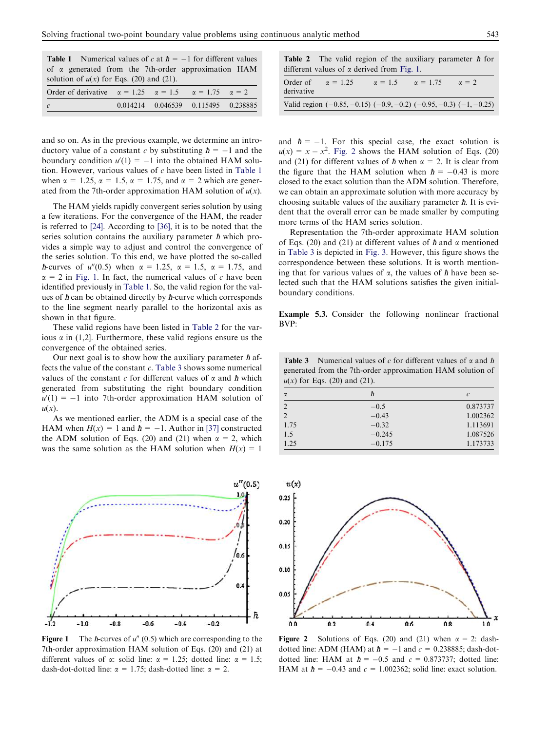**Table 1** Numerical values of $c$ at $\hbar = -1$ for different values of $\alpha$ generated from the 7th-order approximation HAM solution of $u(x)$ for Eqs. (20) and (21).

| Order of derivative | $\alpha = 1.25$ | $\alpha = 1.5$ | $\alpha = 1.75$ | $\alpha = 2$ |
|---|---|---|---|---|
| $c$ | 0.014214 | 0.046539 | 0.115495 | 0.238885 |

and so on. As in the previous example, we determine an introductory value of a constant $c$ by substituting $\hbar = -1$ and the boundary condition $u'(1) = -1$ into the obtained HAM solution. However, various values of $c$ have been listed in Table 1 when $\alpha = 1.25$, $\alpha = 1.5$, $\alpha = 1.75$, and $\alpha = 2$ which are generated from the 7th-order approximation HAM solution of $u(x)$.

The HAM yields rapidly convergent series solution by using a few iterations. For the convergence of the HAM, the reader is referred to [24]. According to [36], it is to be noted that the series solution contains the auxiliary parameter $\hbar$ which provides a simple way to adjust and control the convergence of the series solution. To this end, we have plotted the so-called $\hbar$-curves of $u''(0.5)$ when $\alpha = 1.25$, $\alpha = 1.5$, $\alpha = 1.75$, and $\alpha = 2$ in Fig. 1. In fact, the numerical values of $c$ have been identified previously in Table 1. So, the valid region for the values of $\hbar$ can be obtained directly by $\hbar$-curve which corresponds to the line segment nearly parallel to the horizontal axis as shown in that figure.

These valid regions have been listed in Table 2 for the various $\alpha$ in (1,2]. Furthermore, these valid regions ensure us the convergence of the obtained series.

Our next goal is to show how the auxiliary parameter $\hbar$ affects the value of the constant $c$. Table 3 shows some numerical values of the constant $c$ for different values of $\alpha$ and $\hbar$ which generated from substituting the right boundary condition $u'(1) = -1$ into 7th-order approximation HAM solution of $u(x)$.

As we mentioned earlier, the ADM is a special case of the HAM when $H(x) = 1$ and $\hbar = -1$. Author in [37] constructed the ADM solution of Eqs. (20) and (21) when $\alpha = 2$, which was the same solution as the HAM solution when $H(x) = 1$ and $\hbar = -1$. For this special case, the exact solution is $u(x) = x - x^2$. Fig. 2 shows the HAM solution of Eqs. (20) and (21) for different values of $\hbar$ when $\alpha = 2$. It is clear from the figure that the HAM solution when $\hbar = -0.43$ is more closed to the exact solution than the ADM solution. Therefore, we can obtain an approximate solution with more accuracy by choosing suitable values of the auxiliary parameter $\hbar$. It is evident that the overall error can be made smaller by computing more terms of the HAM series solution.

Representation the 7th-order approximate HAM solution of Eqs. (20) and (21) at different values of $\hbar$ and $\alpha$ mentioned in Table 3 is depicted in Fig. 3. However, this figure shows the correspondence between these solutions. It is worth mentioning that for various values of $\alpha$, the values of $\hbar$ have been selected such that the HAM solutions satisfies the given initial-boundary conditions.

**Table 2** The valid region of the auxiliary parameter $\hbar$ for different values of $\alpha$ derived from Fig. 1.

| Order of derivative | $\alpha = 1.25$ | $\alpha = 1.5$ | $\alpha = 1.75$ | $\alpha = 2$ |
|---|---|---|---|---|
| Valid region | (−0.85, −0.15) | (−0.9, −0.2) | (−0.95, −0.3) | (−1, −0.25) |

**Example 5.3.** Consider the following nonlinear fractional BVP:

**Table 3** Numerical values of $c$ for different values of $\alpha$ and $\hbar$ generated from the 7th-order approximation HAM solution of $u(x)$ for Eqs. (20) and (21).

| $\alpha$ | $\hbar$ | $c$ |
|---|---|---|
| 2 | −0.5 | 0.873737 |
| 2 | −0.43 | 1.002362 |
| 1.75 | −0.32 | 1.113691 |
| 1.5 | −0.245 | 1.087526 |
| 1.25 | −0.175 | 1.173733 |

**Figure 1** The $\hbar$-curves of $u''(0.5)$ which are corresponding to the 7th-order approximation HAM solution of Eqs. (20) and (21) at different values of $\alpha$: solid line: $\alpha = 1.25$; dotted line: $\alpha = 1.5$; dash-dot-dotted line: $\alpha = 1.75$; dash-dotted line: $\alpha = 2$.

**Figure 2** Solutions of Eqs. (20) and (21) when $\alpha = 2$: dash-dotted line: ADM (HAM) at $\hbar = -1$ and $c = 0.238885$; dash-dot-dotted line: HAM at $\hbar = -0.5$ and $c = 0.873737$; dotted line: HAM at $\hbar = -0.43$ and $c = 1.002362$; solid line: exact solution.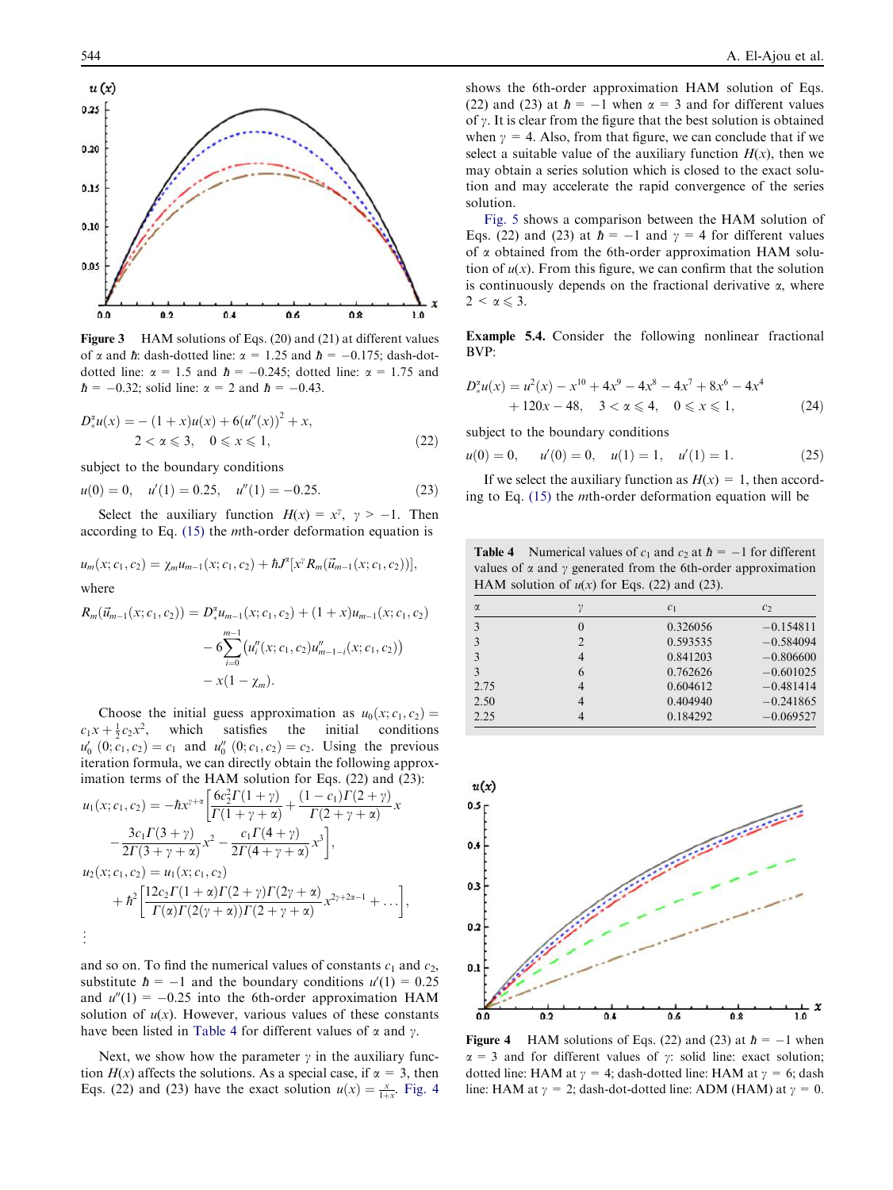**Figure 3** HAM solutions of Eqs. (20) and (21) at different values of $\alpha$ and $\hbar$: dash-dotted line: $\alpha = 1.25$ and $\hbar = -0.175$; dash-dot-dotted line: $\alpha = 1.5$ and $\hbar = -0.245$; dotted line: $\alpha = 1.75$ and $\hbar = -0.32$; solid line: $\alpha = 2$ and $\hbar = -0.43$.

$$D_*^{\alpha} u(x) = -(1+x)u(x) + 6(u''(x))^2 + x, \quad 2 < \alpha \leqslant 3, \quad 0 \leqslant x \leqslant 1, \tag{22}$$

subject to the boundary conditions

$$u(0) = 0, \quad u'(1) = 0.25, \quad u''(1) = -0.25. \tag{23}$$

Select the auxiliary function $H(x) = x^{\gamma}$, $\gamma > -1$. Then according to Eq. (15) the $m$th-order deformation equation is

$$u_m(x; c_1, c_2) = \chi_m u_{m-1}(x; c_1, c_2) + \hbar J^{\alpha}[x^{\gamma} R_m(\vec{u}_{m-1}(x; c_1, c_2))],$$

where

$$R_m(\vec{u}_{m-1}(x; c_1, c_2)) = D_*^{\alpha} u_{m-1}(x; c_1, c_2) + (1+x)u_{m-1}(x; c_1, c_2) - 6\sum_{i=0}^{m-1}\left(u_i''(x; c_1, c_2)u_{m-1-i}''(x; c_1, c_2)\right) - x(1-\chi_m).$$

Choose the initial guess approximation as $u_0(x; c_1, c_2) = c_1 x + \frac{1}{2}c_2 x^2$, which satisfies the initial conditions $u_0'(0; c_1, c_2) = c_1$ and $u_0''(0; c_1, c_2) = c_2$. Using the previous iteration formula, we can directly obtain the following approximation terms of the HAM solution for Eqs. (22) and (23):

$$u_1(x; c_1, c_2) = -\hbar x^{\gamma+\alpha}\left[\frac{6c_2^2\Gamma(1+\gamma)}{\Gamma(1+\gamma+\alpha)} + \frac{(1-c_1)\Gamma(2+\gamma)}{\Gamma(2+\gamma+\alpha)}x - \frac{3c_1\Gamma(3+\gamma)}{2\Gamma(3+\gamma+\alpha)}x^2 - \frac{c_1\Gamma(4+\gamma)}{2\Gamma(4+\gamma+\alpha)}x^3\right],$$

$$u_2(x; c_1, c_2) = u_1(x; c_1, c_2) + \hbar^2\left[\frac{12c_2\Gamma(1+\alpha)\Gamma(2+\gamma)\Gamma(2\gamma+\alpha)}{\Gamma(\alpha)\Gamma(2(\gamma+\alpha))\Gamma(2+\gamma+\alpha)}x^{2\gamma+2\alpha-1} + \ldots\right],$$

$$\vdots$$

and so on. To find the numerical values of constants $c_1$ and $c_2$, substitute $\hbar = -1$ and the boundary conditions $u'(1) = 0.25$ and $u''(1) = -0.25$ into the 6th-order approximation HAM solution of $u(x)$. However, various values of these constants have been listed in Table 4 for different values of $\alpha$ and $\gamma$.

Next, we show how the parameter $\gamma$ in the auxiliary function $H(x)$ affects the solutions. As a special case, if $\alpha = 3$, then Eqs. (22) and (23) have the exact solution $u(x) = \frac{x}{1+x}$. Fig. 4 shows the 6th-order approximation HAM solution of Eqs. (22) and (23) at $\hbar = -1$ when $\alpha = 3$ and for different values of $\gamma$. It is clear from the figure that the best solution is obtained when $\gamma = 4$. Also, from that figure, we can conclude that if we select a suitable value of the auxiliary function $H(x)$, then we may obtain a series solution which is closed to the exact solution and may accelerate the rapid convergence of the series solution.

Fig. 5 shows a comparison between the HAM solution of Eqs. (22) and (23) at $\hbar = -1$ and $\gamma = 4$ for different values of $\alpha$ obtained from the 6th-order approximation HAM solution of $u(x)$. From this figure, we can confirm that the solution is continuously depends on the fractional derivative $\alpha$, where $2 < \alpha \leqslant 3$.

**Example 5.4.** Consider the following nonlinear fractional BVP:

$$D_*^{\alpha} u(x) = u^2(x) - x^{10} + 4x^9 - 4x^8 - 4x^7 + 8x^6 - 4x^4 + 120x - 48, \quad 3 < \alpha \leqslant 4, \quad 0 \leqslant x \leqslant 1, \tag{24}$$

subject to the boundary conditions

$$u(0) = 0, \quad u'(0) = 0, \quad u(1) = 1, \quad u'(1) = 1. \tag{25}$$

If we select the auxiliary function as $H(x) = 1$, then according to Eq. (15) the $m$th-order deformation equation will be

**Table 4** Numerical values of $c_1$ and $c_2$ at $\hbar = -1$ for different values of $\alpha$ and $\gamma$ generated from the 6th-order approximation HAM solution of $u(x)$ for Eqs. (22) and (23).

| $\alpha$ | $\gamma$ | $c_1$ | $c_2$ |
|---|---|---|---|
| 3 | 0 | 0.326056 | −0.154811 |
| 3 | 2 | 0.593535 | −0.584094 |
| 3 | 4 | 0.841203 | −0.806600 |
| 3 | 6 | 0.762626 | −0.601025 |
| 2.75 | 4 | 0.604612 | −0.481414 |
| 2.50 | 4 | 0.404940 | −0.241865 |
| 2.25 | 4 | 0.184292 | −0.069527 |

**Figure 4** HAM solutions of Eqs. (22) and (23) at $\hbar = -1$ when $\alpha = 3$ and for different values of $\gamma$: solid line: exact solution; dotted line: HAM at $\gamma = 4$; dash-dotted line: HAM at $\gamma = 6$; dash line: HAM at $\gamma = 2$; dash-dot-dotted line: ADM (HAM) at $\gamma = 0$.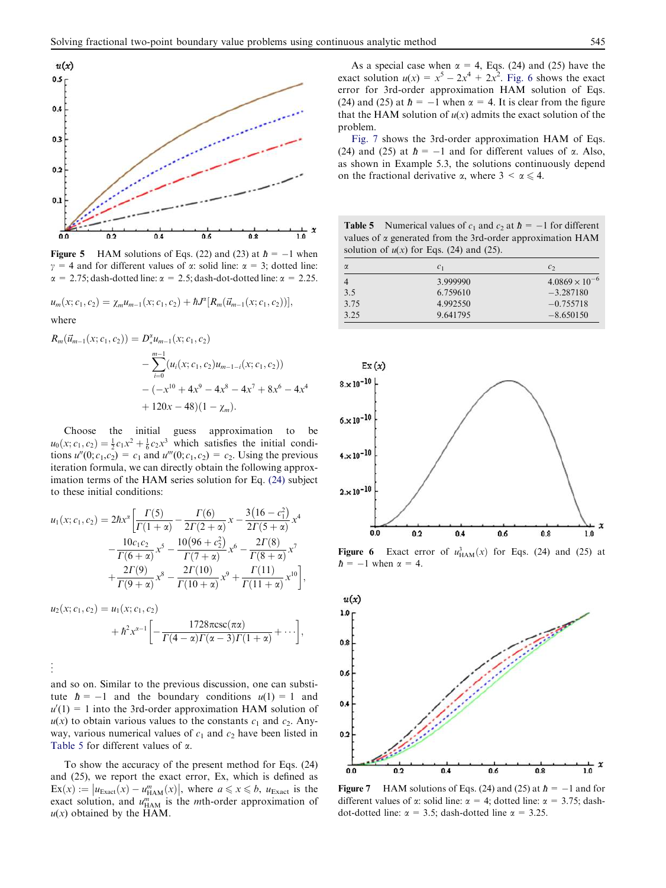Figure 5 HAM solutions of Eqs. (22) and (23) at $\hbar = -1$ when $\gamma = 4$ and for different values of $\alpha$: solid line: $\alpha = 3$; dotted line: $\alpha = 2.75$; dash-dotted line: $\alpha = 2.5$; dash-dot-dotted line: $\alpha = 2.25$.

$$u_m(x; c_1, c_2) = \chi_m u_{m-1}(x; c_1, c_2) + \hbar J^{\alpha}[R_m(\vec{u}_{m-1}(x; c_1, c_2))],$$

where

$$\begin{aligned} R_m(\vec{u}_{m-1}(x; c_1, c_2)) &= D_*^{\alpha} u_{m-1}(x; c_1, c_2) \\ &\quad - \sum_{i=0}^{m-1} (u_i(x; c_1, c_2) u_{m-1-i}(x; c_1, c_2)) \\ &\quad - (-x^{10} + 4x^9 - 4x^8 - 4x^7 + 8x^6 - 4x^4 \\ &\quad + 120x - 48)(1 - \chi_m). \end{aligned}$$

Choose the initial guess approximation to be $u_0(x; c_1, c_2) = \frac{1}{2}c_1 x^2 + \frac{1}{6}c_2 x^3$ which satisfies the initial conditions $u''(0; c_1, c_2) = c_1$ and $u'''(0; c_1, c_2) = c_2$. Using the previous iteration formula, we can directly obtain the following approximation terms of the HAM series solution for Eq. (24) subject to these initial conditions:

$$\begin{aligned} u_1(x; c_1, c_2) = 2\hbar x^{\alpha} \bigg[ &\frac{\Gamma(5)}{\Gamma(1+\alpha)} - \frac{\Gamma(6)}{2\Gamma(2+\alpha)} x - \frac{3(16 - c_1^2)}{2\Gamma(5+\alpha)} x^4 \\ &- \frac{10 c_1 c_2}{\Gamma(6+\alpha)} x^5 - \frac{10(96 + c_2^2)}{\Gamma(7+\alpha)} x^6 - \frac{2\Gamma(8)}{\Gamma(8+\alpha)} x^7 \\ &+ \frac{2\Gamma(9)}{\Gamma(9+\alpha)} x^8 - \frac{2\Gamma(10)}{\Gamma(10+\alpha)} x^9 + \frac{\Gamma(11)}{\Gamma(11+\alpha)} x^{10} \bigg], \end{aligned}$$

$$\begin{aligned} u_2(x; c_1, c_2) &= u_1(x; c_1, c_2) \\ &\quad + \hbar^2 x^{\alpha-1} \left[ -\frac{1728\pi \csc(\pi\alpha)}{\Gamma(4-\alpha)\Gamma(\alpha-3)\Gamma(1+\alpha)} + \cdots \right], \end{aligned}$$

$\vdots$

and so on. Similar to the previous discussion, one can substitute $\hbar = -1$ and the boundary conditions $u(1) = 1$ and $u'(1) = 1$ into the 3rd-order approximation HAM solution of $u(x)$ to obtain various values to the constants $c_1$ and $c_2$. Anyway, various numerical values of $c_1$ and $c_2$ have been listed in Table 5 for different values of $\alpha$.

To show the accuracy of the present method for Eqs. (24) and (25), we report the exact error, Ex, which is defined as $\text{Ex}(x) := |u_{\text{Exact}}(x) - u_{\text{HAM}}^m(x)|$, where $a \leqslant x \leqslant b$, $u_{\text{Exact}}$ is the exact solution, and $u_{\text{HAM}}^m$ is the $m$th-order approximation of $u(x)$ obtained by the HAM.

As a special case when $\alpha = 4$, Eqs. (24) and (25) have the exact solution $u(x) = x^5 - 2x^4 + 2x^2$. Fig. 6 shows the exact error for 3rd-order approximation HAM solution of Eqs. (24) and (25) at $\hbar = -1$ when $\alpha = 4$. It is clear from the figure that the HAM solution of $u(x)$ admits the exact solution of the problem.

Fig. 7 shows the 3rd-order approximation HAM of Eqs. (24) and (25) at $\hbar = -1$ and for different values of $\alpha$. Also, as shown in Example 5.3, the solutions continuously depend on the fractional derivative $\alpha$, where $3 < \alpha \leqslant 4$.

Table 5 Numerical values of $c_1$ and $c_2$ at $\hbar = -1$ for different values of $\alpha$ generated from the 3rd-order approximation HAM solution of $u(x)$ for Eqs. (24) and (25).

| $\alpha$ | $c_1$ | $c_2$ |
|---|---|---|
| 4 | 3.999990 | $4.0869 \times 10^{-6}$ |
| 3.5 | 6.759610 | −3.287180 |
| 3.75 | 4.992550 | −0.755718 |
| 3.25 | 9.641795 | −8.650150 |

Figure 6 Exact error of $u_{\text{HAM}}^3(x)$ for Eqs. (24) and (25) at $\hbar = -1$ when $\alpha = 4$.

Figure 7 HAM solutions of Eqs. (24) and (25) at $\hbar = -1$ and for different values of $\alpha$: solid line: $\alpha = 4$; dotted line: $\alpha = 3.75$; dash-dot-dotted line: $\alpha = 3.5$; dash-dotted line $\alpha = 3.25$.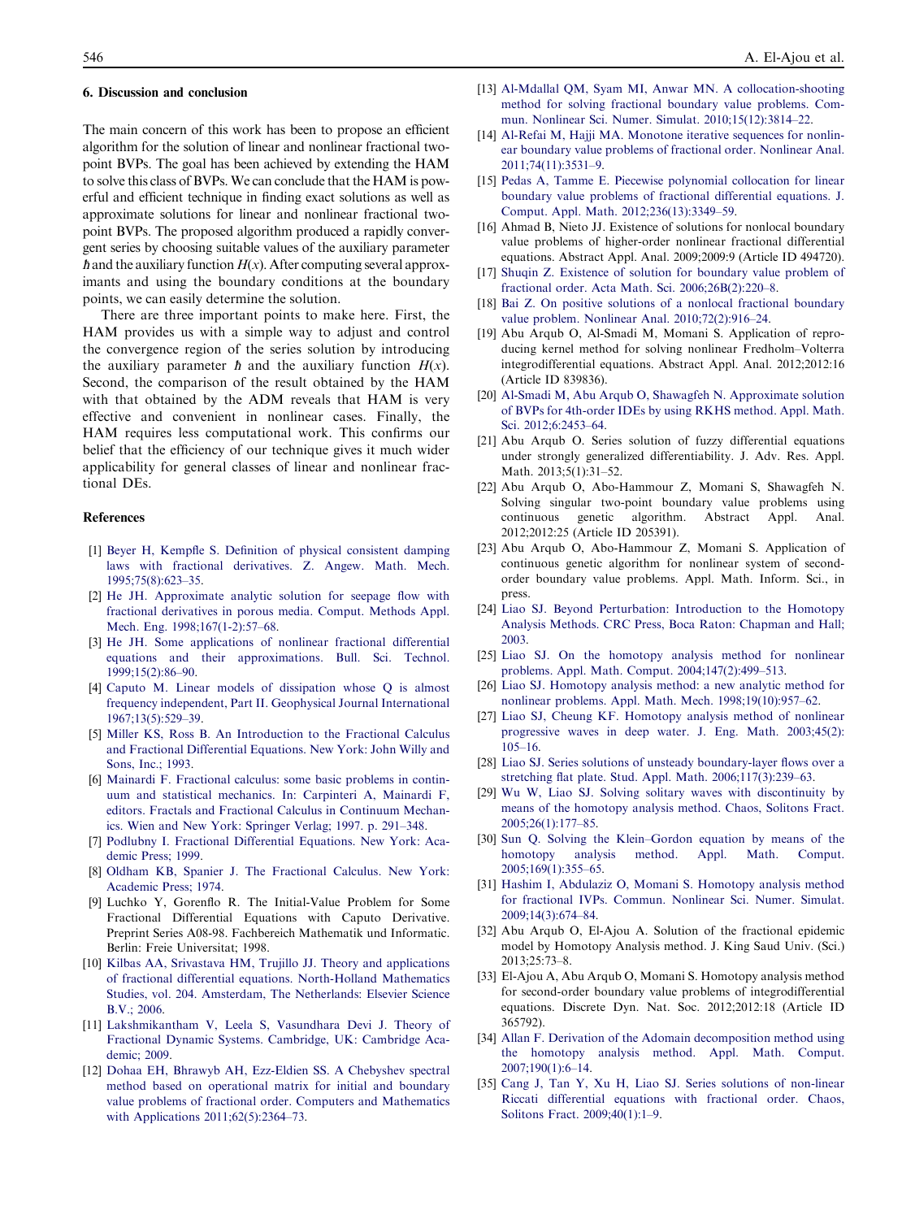## 6. Discussion and conclusion

The main concern of this work has been to propose an efficient algorithm for the solution of linear and nonlinear fractional two-point BVPs. The goal has been achieved by extending the HAM to solve this class of BVPs. We can conclude that the HAM is powerful and efficient technique in finding exact solutions as well as approximate solutions for linear and nonlinear fractional two-point BVPs. The proposed algorithm produced a rapidly convergent series by choosing suitable values of the auxiliary parameter $\hbar$ and the auxiliary function $H(x)$. After computing several approximants and using the boundary conditions at the boundary points, we can easily determine the solution.

There are three important points to make here. First, the HAM provides us with a simple way to adjust and control the convergence region of the series solution by introducing the auxiliary parameter $\hbar$ and the auxiliary function $H(x)$. Second, the comparison of the result obtained by the HAM with that obtained by the ADM reveals that HAM is very effective and convenient in nonlinear cases. Finally, the HAM requires less computational work. This confirms our belief that the efficiency of our technique gives it much wider applicability for general classes of linear and nonlinear fractional DEs.

## References

[1] Beyer H, Kempfle S. Definition of physical consistent damping laws with fractional derivatives. Z. Angew. Math. Mech. 1995;75(8):623–35.

[2] He JH. Approximate analytic solution for seepage flow with fractional derivatives in porous media. Comput. Methods Appl. Mech. Eng. 1998;167(1-2):57–68.

[3] He JH. Some applications of nonlinear fractional differential equations and their approximations. Bull. Sci. Technol. 1999;15(2):86–90.

[4] Caputo M. Linear models of dissipation whose Q is almost frequency independent, Part II. Geophysical Journal International 1967;13(5):529–39.

[5] Miller KS, Ross B. An Introduction to the Fractional Calculus and Fractional Differential Equations. New York: John Willy and Sons, Inc.; 1993.

[6] Mainardi F. Fractional calculus: some basic problems in continuum and statistical mechanics. In: Carpinteri A, Mainardi F, editors. Fractals and Fractional Calculus in Continuum Mechanics. Wien and New York: Springer Verlag; 1997. p. 291–348.

[7] Podlubny I. Fractional Differential Equations. New York: Academic Press; 1999.

[8] Oldham KB, Spanier J. The Fractional Calculus. New York: Academic Press; 1974.

[9] Luchko Y, Gorenflo R. The Initial-Value Problem for Some Fractional Differential Equations with Caputo Derivative. Preprint Series A08-98. Fachbereich Mathematik und Informatic. Berlin: Freie Universitat; 1998.

[10] Kilbas AA, Srivastava HM, Trujillo JJ. Theory and applications of fractional differential equations. North-Holland Mathematics Studies, vol. 204. Amsterdam, The Netherlands: Elsevier Science B.V.; 2006.

[11] Lakshmikantham V, Leela S, Vasundhara Devi J. Theory of Fractional Dynamic Systems. Cambridge, UK: Cambridge Academic; 2009.

[12] Dohaa EH, Bhrawyb AH, Ezz-Eldien SS. A Chebyshev spectral method based on operational matrix for initial and boundary value problems of fractional order. Computers and Mathematics with Applications 2011;62(5):2364–73.

[13] Al-Mdallal QM, Syam MI, Anwar MN. A collocation-shooting method for solving fractional boundary value problems. Commun. Nonlinear Sci. Numer. Simulat. 2010;15(12):3814–22.

[14] Al-Refai M, Hajji MA. Monotone iterative sequences for nonlinear boundary value problems of fractional order. Nonlinear Anal. 2011;74(11):3531–9.

[15] Pedas A, Tamme E. Piecewise polynomial collocation for linear boundary value problems of fractional differential equations. J. Comput. Appl. Math. 2012;236(13):3349–59.

[16] Ahmad B, Nieto JJ. Existence of solutions for nonlocal boundary value problems of higher-order nonlinear fractional differential equations. Abstract Appl. Anal. 2009;2009:9 (Article ID 494720).

[17] Shuqin Z. Existence of solution for boundary value problem of fractional order. Acta Math. Sci. 2006;26B(2):220–8.

[18] Bai Z. On positive solutions of a nonlocal fractional boundary value problem. Nonlinear Anal. 2010;72(2):916–24.

[19] Abu Arqub O, Al-Smadi M, Momani S. Application of reproducing kernel method for solving nonlinear Fredholm–Volterra integrodifferential equations. Abstract Appl. Anal. 2012;2012:16 (Article ID 839836).

[20] Al-Smadi M, Abu Arqub O, Shawagfeh N. Approximate solution of BVPs for 4th-order IDEs by using RKHS method. Appl. Math. Sci. 2012;6:2453–64.

[21] Abu Arqub O. Series solution of fuzzy differential equations under strongly generalized differentiability. J. Adv. Res. Appl. Math. 2013;5(1):31–52.

[22] Abu Arqub O, Abo-Hammour Z, Momani S, Shawagfeh N. Solving singular two-point boundary value problems using continuous genetic algorithm. Abstract Appl. Anal. 2012;2012:25 (Article ID 205391).

[23] Abu Arqub O, Abo-Hammour Z, Momani S. Application of continuous genetic algorithm for nonlinear system of second-order boundary value problems. Appl. Math. Inform. Sci., in press.

[24] Liao SJ. Beyond Perturbation: Introduction to the Homotopy Analysis Methods. CRC Press, Boca Raton: Chapman and Hall; 2003.

[25] Liao SJ. On the homotopy analysis method for nonlinear problems. Appl. Math. Comput. 2004;147(2):499–513.

[26] Liao SJ. Homotopy analysis method: a new analytic method for nonlinear problems. Appl. Math. Mech. 1998;19(10):957–62.

[27] Liao SJ, Cheung KF. Homotopy analysis method of nonlinear progressive waves in deep water. J. Eng. Math. 2003;45(2):105–16.

[28] Liao SJ. Series solutions of unsteady boundary-layer flows over a stretching flat plate. Stud. Appl. Math. 2006;117(3):239–63.

[29] Wu W, Liao SJ. Solving solitary waves with discontinuity by means of the homotopy analysis method. Chaos, Solitons Fract. 2005;26(1):177–85.

[30] Sun Q. Solving the Klein–Gordon equation by means of the homotopy analysis method. Appl. Math. Comput. 2005;169(1):355–65.

[31] Hashim I, Abdulaziz O, Momani S. Homotopy analysis method for fractional IVPs. Commun. Nonlinear Sci. Numer. Simulat. 2009;14(3):674–84.

[32] Abu Arqub O, El-Ajou A. Solution of the fractional epidemic model by Homotopy Analysis method. J. King Saud Univ. (Sci.) 2013;25:73–8.

[33] El-Ajou A, Abu Arqub O, Momani S. Homotopy analysis method for second-order boundary value problems of integrodifferential equations. Discrete Dyn. Nat. Soc. 2012;2012:18 (Article ID 365792).

[34] Allan F. Derivation of the Adomain decomposition method using the homotopy analysis method. Appl. Math. Comput. 2007;190(1):6–14.

[35] Cang J, Tan Y, Xu H, Liao SJ. Series solutions of non-linear Riccati differential equations with fractional order. Chaos, Solitons Fract. 2009;40(1):1–9.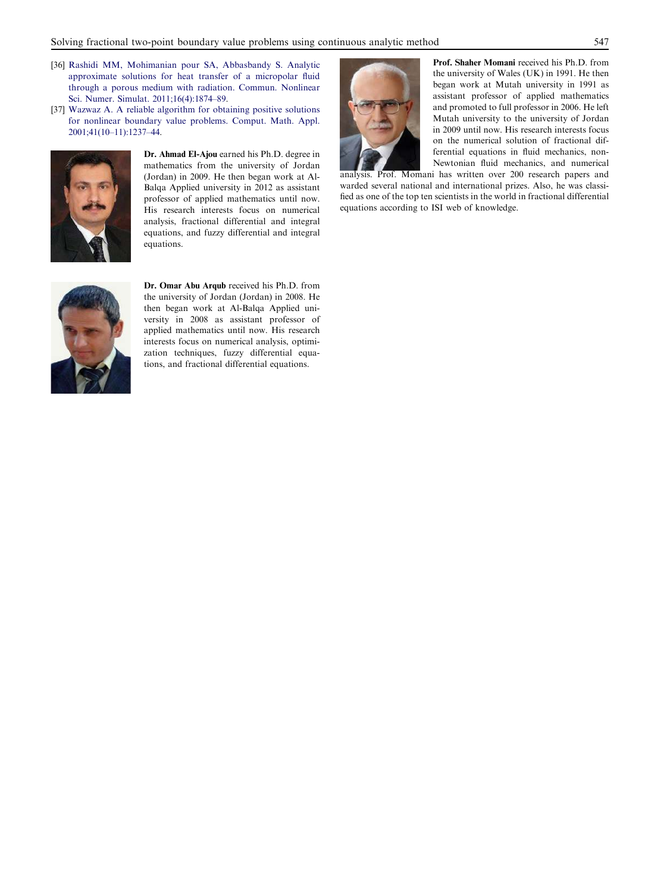[36] Rashidi MM, Mohimanian pour SA, Abbasbandy S. Analytic approximate solutions for heat transfer of a micropolar fluid through a porous medium with radiation. Commun. Nonlinear Sci. Numer. Simulat. 2011;16(4):1874–89.

[37] Wazwaz A. A reliable algorithm for obtaining positive solutions for nonlinear boundary value problems. Comput. Math. Appl. 2001;41(10–11):1237–44.

**Dr. Ahmad El-Ajou** earned his Ph.D. degree in mathematics from the university of Jordan (Jordan) in 2009. He then began work at Al-Balqa Applied university in 2012 as assistant professor of applied mathematics until now. His research interests focus on numerical analysis, fractional differential and integral equations, and fuzzy differential and integral equations.

**Dr. Omar Abu Arqub** received his Ph.D. from the university of Jordan (Jordan) in 2008. He then began work at Al-Balqa Applied university in 2008 as assistant professor of applied mathematics until now. His research interests focus on numerical analysis, optimization techniques, fuzzy differential equations, and fractional differential equations.

**Prof. Shaher Momani** received his Ph.D. from the university of Wales (UK) in 1991. He then began work at Mutah university in 1991 as assistant professor of applied mathematics and promoted to full professor in 2006. He left Mutah university to the university of Jordan in 2009 until now. His research interests focus on the numerical solution of fractional differential equations in fluid mechanics, non-Newtonian fluid mechanics, and numerical analysis. Prof. Momani has written over 200 research papers and warded several national and international prizes. Also, he was classified as one of the top ten scientists in the world in fractional differential equations according to ISI web of knowledge.